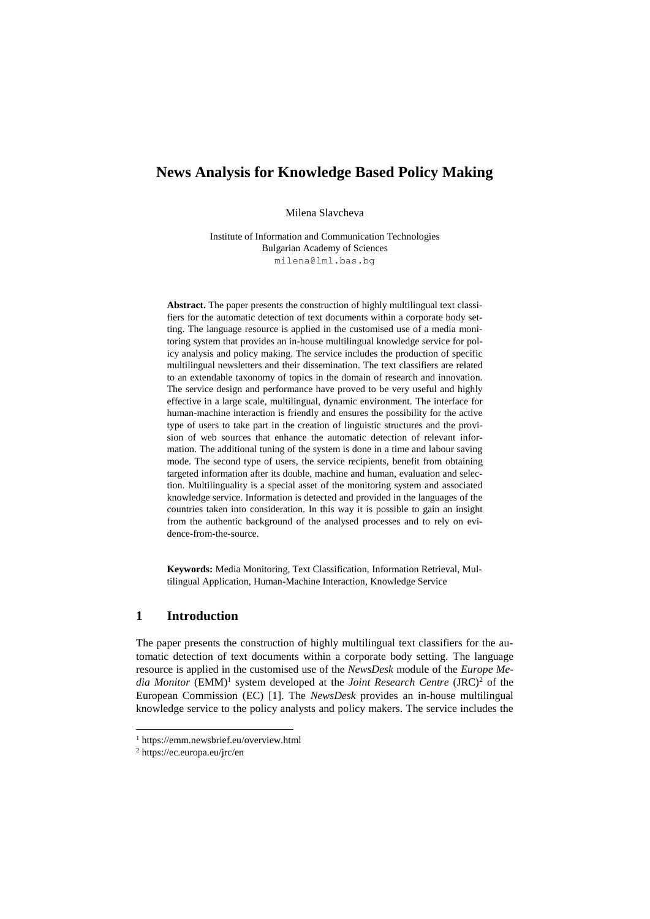# News Analysis for Knowledge Based Policy Making

Milena Slavcheva

Institute of Information and Communication Technologies
Bulgarian Academy of Sciences
milena@lml.bas.bg

**Abstract.** The paper presents the construction of highly multilingual text classifiers for the automatic detection of text documents within a corporate body setting. The language resource is applied in the customised use of a media monitoring system that provides an in-house multilingual knowledge service for policy analysis and policy making. The service includes the production of specific multilingual newsletters and their dissemination. The text classifiers are related to an extendable taxonomy of topics in the domain of research and innovation. The service design and performance have proved to be very useful and highly effective in a large scale, multilingual, dynamic environment. The interface for human-machine interaction is friendly and ensures the possibility for the active type of users to take part in the creation of linguistic structures and the provision of web sources that enhance the automatic detection of relevant information. The additional tuning of the system is done in a time and labour saving mode. The second type of users, the service recipients, benefit from obtaining targeted information after its double, machine and human, evaluation and selection. Multilinguality is a special asset of the monitoring system and associated knowledge service. Information is detected and provided in the languages of the countries taken into consideration. In this way it is possible to gain an insight from the authentic background of the analysed processes and to rely on evidence-from-the-source.

**Keywords:** Media Monitoring, Text Classification, Information Retrieval, Multilingual Application, Human-Machine Interaction, Knowledge Service

## 1 Introduction

The paper presents the construction of highly multilingual text classifiers for the automatic detection of text documents within a corporate body setting. The language resource is applied in the customised use of the *NewsDesk* module of the *Europe Media Monitor* (EMM)[1] system developed at the *Joint Research Centre* (JRC)[2] of the European Commission (EC) [1]. The *NewsDesk* provides an in-house multilingual knowledge service to the policy analysts and policy makers. The service includes the

[1] https://emm.newsbrief.eu/overview.html

[2] https://ec.europa.eu/jrc/en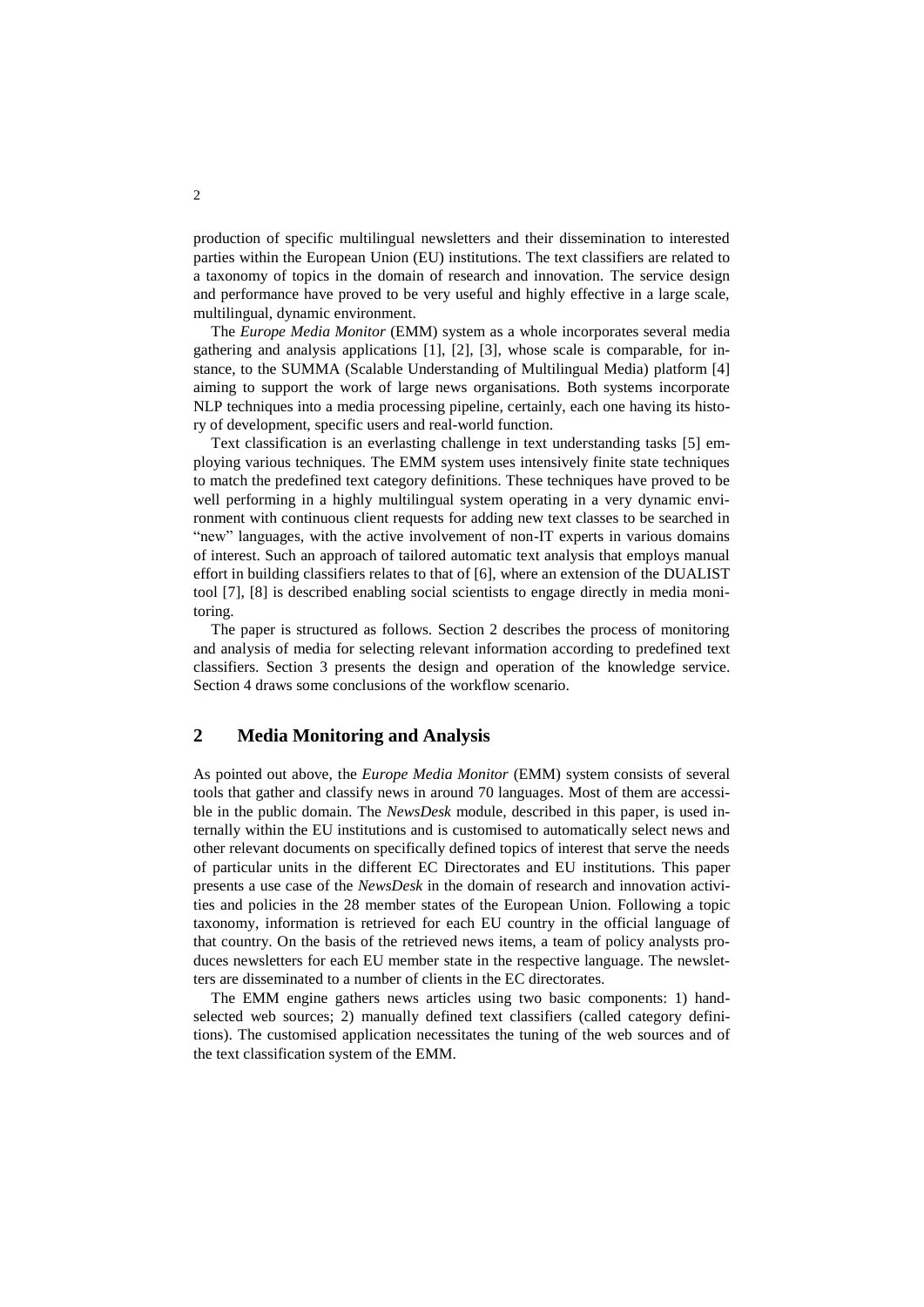production of specific multilingual newsletters and their dissemination to interested parties within the European Union (EU) institutions. The text classifiers are related to a taxonomy of topics in the domain of research and innovation. The service design and performance have proved to be very useful and highly effective in a large scale, multilingual, dynamic environment.

The *Europe Media Monitor* (EMM) system as a whole incorporates several media gathering and analysis applications [1], [2], [3], whose scale is comparable, for instance, to the SUMMA (Scalable Understanding of Multilingual Media) platform [4] aiming to support the work of large news organisations. Both systems incorporate NLP techniques into a media processing pipeline, certainly, each one having its history of development, specific users and real-world function.

Text classification is an everlasting challenge in text understanding tasks [5] employing various techniques. The EMM system uses intensively finite state techniques to match the predefined text category definitions. These techniques have proved to be well performing in a highly multilingual system operating in a very dynamic environment with continuous client requests for adding new text classes to be searched in "new" languages, with the active involvement of non-IT experts in various domains of interest. Such an approach of tailored automatic text analysis that employs manual effort in building classifiers relates to that of [6], where an extension of the DUALIST tool [7], [8] is described enabling social scientists to engage directly in media monitoring.

The paper is structured as follows. Section 2 describes the process of monitoring and analysis of media for selecting relevant information according to predefined text classifiers. Section 3 presents the design and operation of the knowledge service. Section 4 draws some conclusions of the workflow scenario.

## 2 Media Monitoring and Analysis

As pointed out above, the *Europe Media Monitor* (EMM) system consists of several tools that gather and classify news in around 70 languages. Most of them are accessible in the public domain. The *NewsDesk* module, described in this paper, is used internally within the EU institutions and is customised to automatically select news and other relevant documents on specifically defined topics of interest that serve the needs of particular units in the different EC Directorates and EU institutions. This paper presents a use case of the *NewsDesk* in the domain of research and innovation activities and policies in the 28 member states of the European Union. Following a topic taxonomy, information is retrieved for each EU country in the official language of that country. On the basis of the retrieved news items, a team of policy analysts produces newsletters for each EU member state in the respective language. The newsletters are disseminated to a number of clients in the EC directorates.

The EMM engine gathers news articles using two basic components: 1) hand-selected web sources; 2) manually defined text classifiers (called category definitions). The customised application necessitates the tuning of the web sources and of the text classification system of the EMM.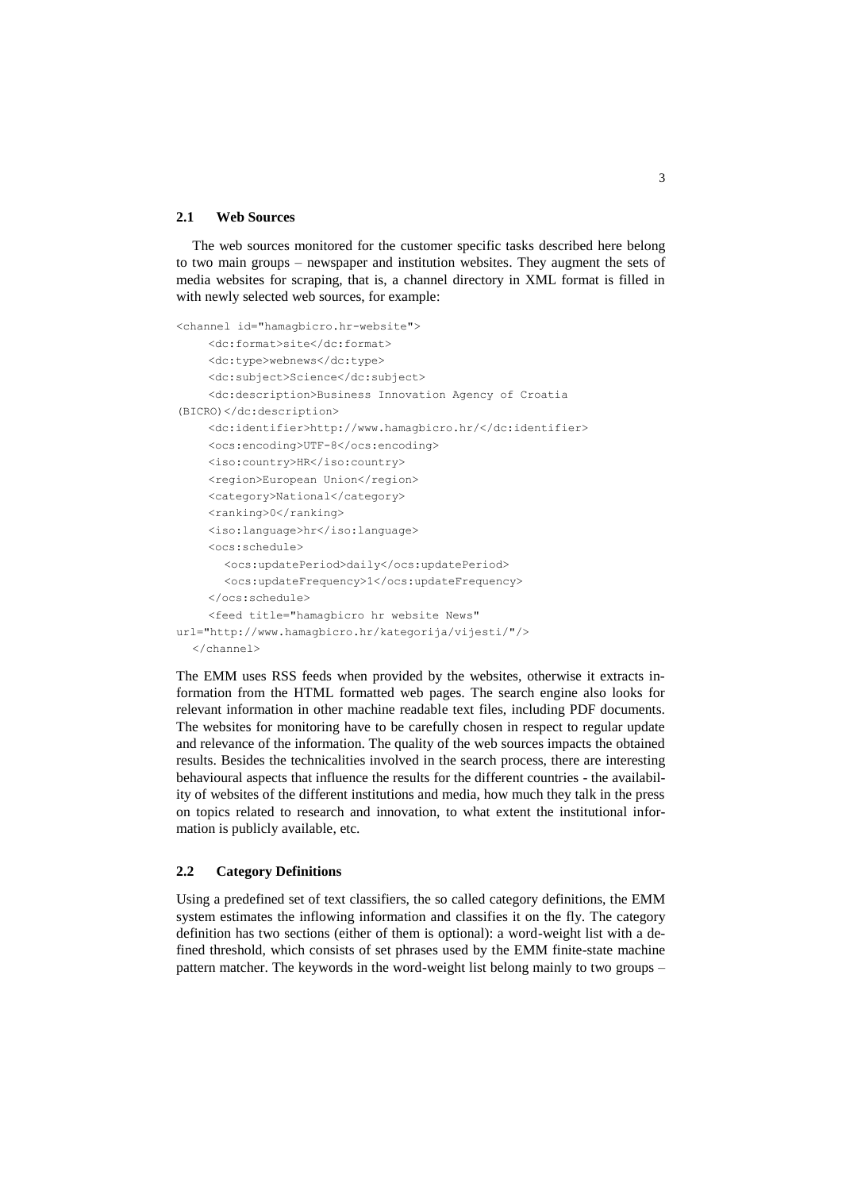### 2.1 Web Sources

The web sources monitored for the customer specific tasks described here belong to two main groups – newspaper and institution websites. They augment the sets of media websites for scraping, that is, a channel directory in XML format is filled in with newly selected web sources, for example:

```
<channel id="hamagbicro.hr-website">
     <dc:format>site</dc:format>
     <dc:type>webnews</dc:type>
     <dc:subject>Science</dc:subject>
     <dc:description>Business Innovation Agency of Croatia
(BICRO)</dc:description>
     <dc:identifier>http://www.hamagbicro.hr/</dc:identifier>
     <ocs:encoding>UTF-8</ocs:encoding>
     <iso:country>HR</iso:country>
     <region>European Union</region>
     <category>National</category>
     <ranking>0</ranking>
     <iso:language>hr</iso:language>
     <ocs:schedule>
       <ocs:updatePeriod>daily</ocs:updatePeriod>
       <ocs:updateFrequency>1</ocs:updateFrequency>
     </ocs:schedule>
     <feed title="hamagbicro hr website News"
url="http://www.hamagbicro.hr/kategorija/vijesti/"/>
  </channel>
```

The EMM uses RSS feeds when provided by the websites, otherwise it extracts information from the HTML formatted web pages. The search engine also looks for relevant information in other machine readable text files, including PDF documents. The websites for monitoring have to be carefully chosen in respect to regular update and relevance of the information. The quality of the web sources impacts the obtained results. Besides the technicalities involved in the search process, there are interesting behavioural aspects that influence the results for the different countries - the availability of websites of the different institutions and media, how much they talk in the press on topics related to research and innovation, to what extent the institutional information is publicly available, etc.

### 2.2 Category Definitions

Using a predefined set of text classifiers, the so called category definitions, the EMM system estimates the inflowing information and classifies it on the fly. The category definition has two sections (either of them is optional): a word-weight list with a defined threshold, which consists of set phrases used by the EMM finite-state machine pattern matcher. The keywords in the word-weight list belong mainly to two groups –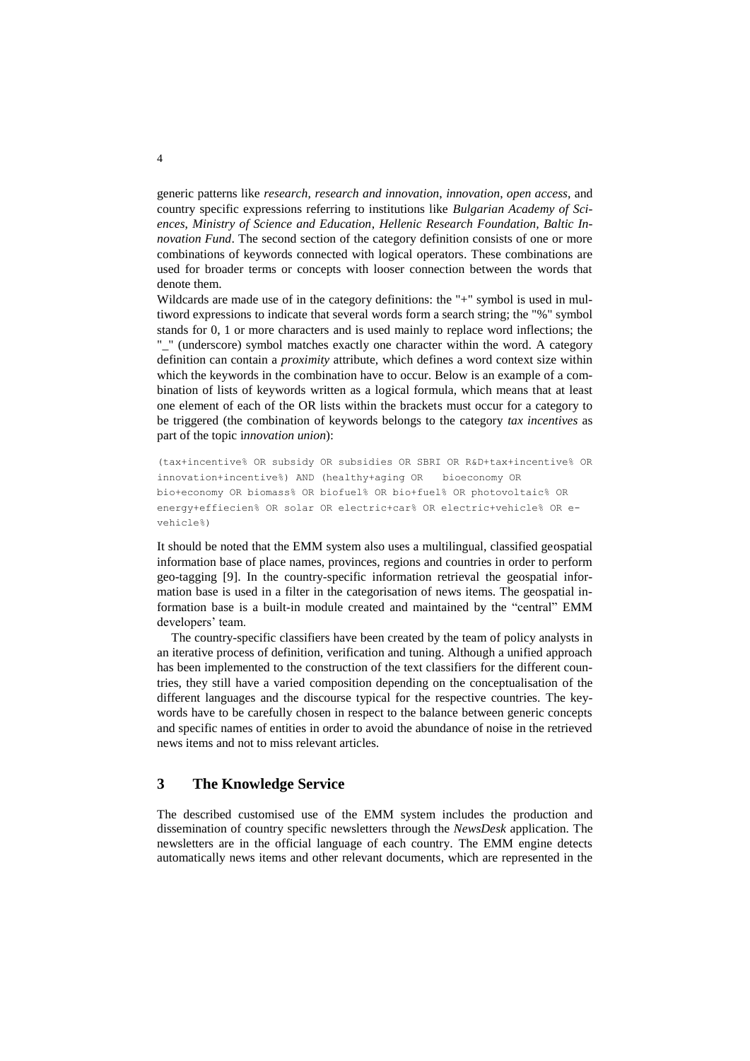generic patterns like *research, research and innovation, innovation, open access*, and country specific expressions referring to institutions like *Bulgarian Academy of Sciences, Ministry of Science and Education, Hellenic Research Foundation, Baltic Innovation Fund*. The second section of the category definition consists of one or more combinations of keywords connected with logical operators. These combinations are used for broader terms or concepts with looser connection between the words that denote them.

Wildcards are made use of in the category definitions: the "+" symbol is used in multiword expressions to indicate that several words form a search string; the "%" symbol stands for 0, 1 or more characters and is used mainly to replace word inflections; the "_" (underscore) symbol matches exactly one character within the word. A category definition can contain a *proximity* attribute, which defines a word context size within which the keywords in the combination have to occur. Below is an example of a combination of lists of keywords written as a logical formula, which means that at least one element of each of the OR lists within the brackets must occur for a category to be triggered (the combination of keywords belongs to the category *tax incentives* as part of the topic i*nnovation union*):

```
(tax+incentive% OR subsidy OR subsidies OR SBRI OR R&D+tax+incentive% OR
innovation+incentive%) AND (healthy+aging OR   bioeconomy OR
bio+economy OR biomass% OR biofuel% OR bio+fuel% OR photovoltaic% OR
energy+effiecien% OR solar OR electric+car% OR electric+vehicle% OR e-
vehicle%)
```

It should be noted that the EMM system also uses a multilingual, classified geospatial information base of place names, provinces, regions and countries in order to perform geo-tagging [9]. In the country-specific information retrieval the geospatial information base is used in a filter in the categorisation of news items. The geospatial information base is a built-in module created and maintained by the "central" EMM developers' team.

The country-specific classifiers have been created by the team of policy analysts in an iterative process of definition, verification and tuning. Although a unified approach has been implemented to the construction of the text classifiers for the different countries, they still have a varied composition depending on the conceptualisation of the different languages and the discourse typical for the respective countries. The keywords have to be carefully chosen in respect to the balance between generic concepts and specific names of entities in order to avoid the abundance of noise in the retrieved news items and not to miss relevant articles.

## 3 The Knowledge Service

The described customised use of the EMM system includes the production and dissemination of country specific newsletters through the *NewsDesk* application. The newsletters are in the official language of each country. The EMM engine detects automatically news items and other relevant documents, which are represented in the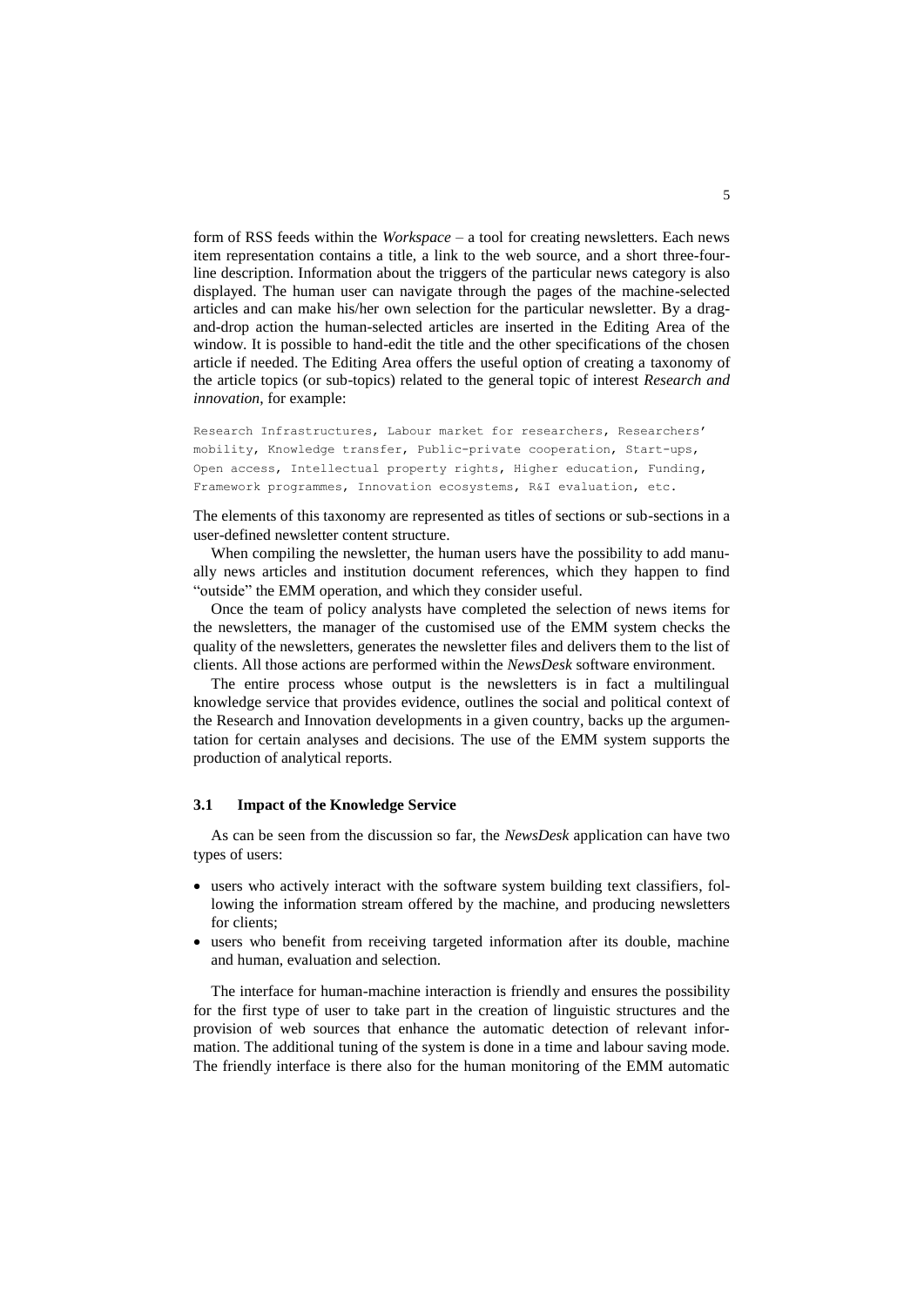form of RSS feeds within the *Workspace* – a tool for creating newsletters. Each news item representation contains a title, a link to the web source, and a short three-four-line description. Information about the triggers of the particular news category is also displayed. The human user can navigate through the pages of the machine-selected articles and can make his/her own selection for the particular newsletter. By a drag-and-drop action the human-selected articles are inserted in the Editing Area of the window. It is possible to hand-edit the title and the other specifications of the chosen article if needed. The Editing Area offers the useful option of creating a taxonomy of the article topics (or sub-topics) related to the general topic of interest *Research and innovation*, for example:

```
Research Infrastructures, Labour market for researchers, Researchers'
mobility, Knowledge transfer, Public-private cooperation, Start-ups,
Open access, Intellectual property rights, Higher education, Funding,
Framework programmes, Innovation ecosystems, R&I evaluation, etc.
```

The elements of this taxonomy are represented as titles of sections or sub-sections in a user-defined newsletter content structure.

When compiling the newsletter, the human users have the possibility to add manually news articles and institution document references, which they happen to find "outside" the EMM operation, and which they consider useful.

Once the team of policy analysts have completed the selection of news items for the newsletters, the manager of the customised use of the EMM system checks the quality of the newsletters, generates the newsletter files and delivers them to the list of clients. All those actions are performed within the *NewsDesk* software environment.

The entire process whose output is the newsletters is in fact a multilingual knowledge service that provides evidence, outlines the social and political context of the Research and Innovation developments in a given country, backs up the argumentation for certain analyses and decisions. The use of the EMM system supports the production of analytical reports.

### 3.1 Impact of the Knowledge Service

As can be seen from the discussion so far, the *NewsDesk* application can have two types of users:

- users who actively interact with the software system building text classifiers, following the information stream offered by the machine, and producing newsletters for clients;
- users who benefit from receiving targeted information after its double, machine and human, evaluation and selection.

The interface for human-machine interaction is friendly and ensures the possibility for the first type of user to take part in the creation of linguistic structures and the provision of web sources that enhance the automatic detection of relevant information. The additional tuning of the system is done in a time and labour saving mode. The friendly interface is there also for the human monitoring of the EMM automatic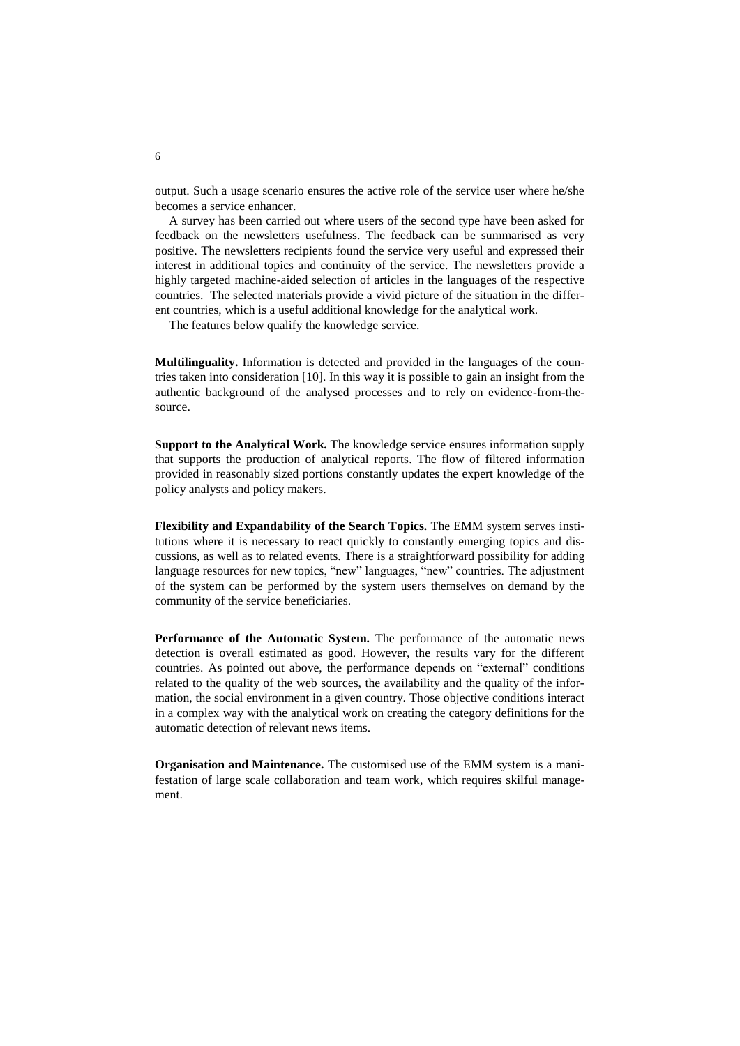output. Such a usage scenario ensures the active role of the service user where he/she becomes a service enhancer.

A survey has been carried out where users of the second type have been asked for feedback on the newsletters usefulness. The feedback can be summarised as very positive. The newsletters recipients found the service very useful and expressed their interest in additional topics and continuity of the service. The newsletters provide a highly targeted machine-aided selection of articles in the languages of the respective countries. The selected materials provide a vivid picture of the situation in the different countries, which is a useful additional knowledge for the analytical work.

The features below qualify the knowledge service.

**Multilinguality.** Information is detected and provided in the languages of the countries taken into consideration [10]. In this way it is possible to gain an insight from the authentic background of the analysed processes and to rely on evidence-from-the-source.

**Support to the Analytical Work.** The knowledge service ensures information supply that supports the production of analytical reports. The flow of filtered information provided in reasonably sized portions constantly updates the expert knowledge of the policy analysts and policy makers.

**Flexibility and Expandability of the Search Topics.** The EMM system serves institutions where it is necessary to react quickly to constantly emerging topics and discussions, as well as to related events. There is a straightforward possibility for adding language resources for new topics, "new" languages, "new" countries. The adjustment of the system can be performed by the system users themselves on demand by the community of the service beneficiaries.

**Performance of the Automatic System.** The performance of the automatic news detection is overall estimated as good. However, the results vary for the different countries. As pointed out above, the performance depends on "external" conditions related to the quality of the web sources, the availability and the quality of the information, the social environment in a given country. Those objective conditions interact in a complex way with the analytical work on creating the category definitions for the automatic detection of relevant news items.

**Organisation and Maintenance.** The customised use of the EMM system is a manifestation of large scale collaboration and team work, which requires skilful management.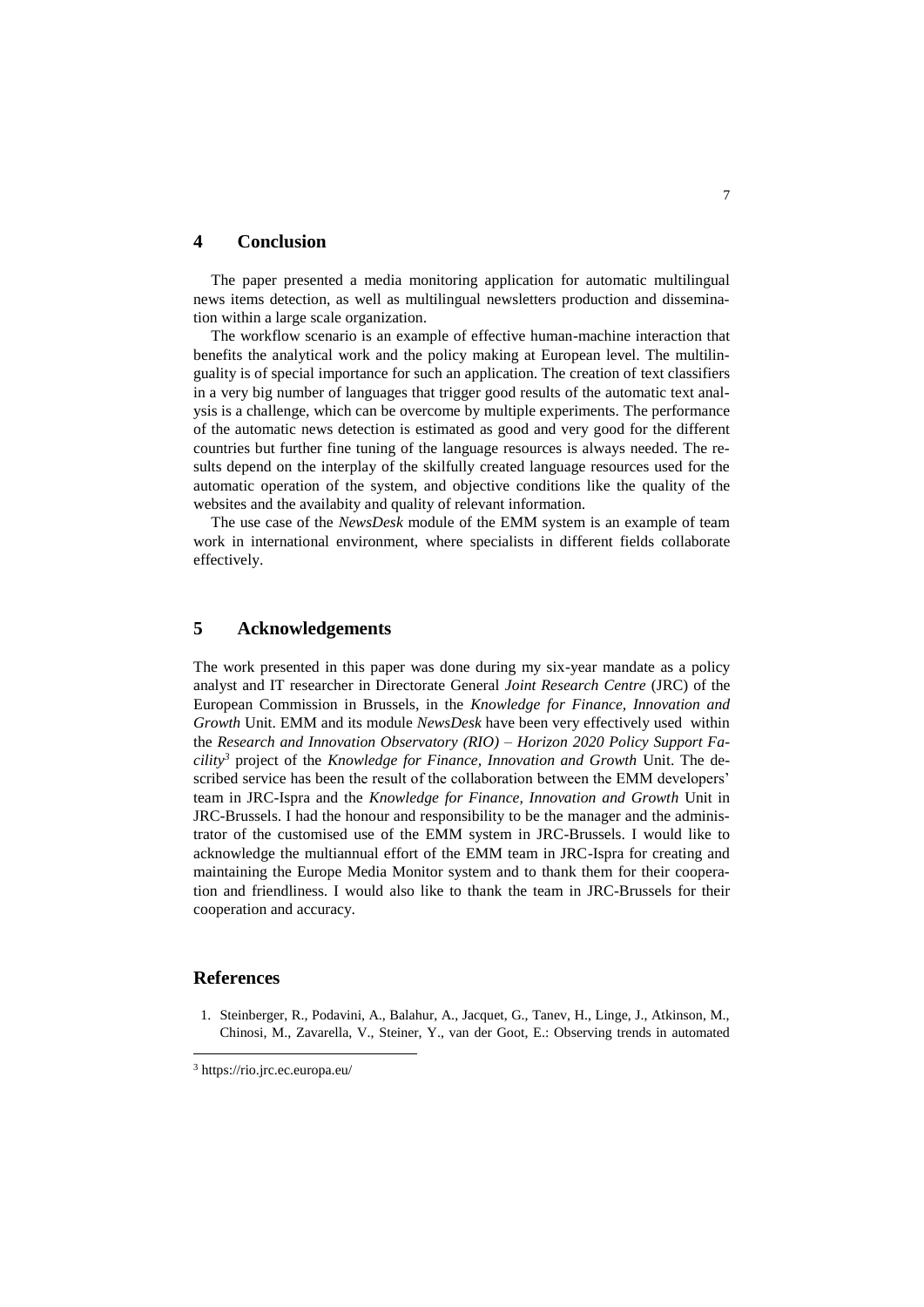## 4 Conclusion

The paper presented a media monitoring application for automatic multilingual news items detection, as well as multilingual newsletters production and dissemination within a large scale organization.

The workflow scenario is an example of effective human-machine interaction that benefits the analytical work and the policy making at European level. The multilinguality is of special importance for such an application. The creation of text classifiers in a very big number of languages that trigger good results of the automatic text analysis is a challenge, which can be overcome by multiple experiments. The performance of the automatic news detection is estimated as good and very good for the different countries but further fine tuning of the language resources is always needed. The results depend on the interplay of the skilfully created language resources used for the automatic operation of the system, and objective conditions like the quality of the websites and the availabity and quality of relevant information.

The use case of the *NewsDesk* module of the EMM system is an example of team work in international environment, where specialists in different fields collaborate effectively.

## 5 Acknowledgements

The work presented in this paper was done during my six-year mandate as a policy analyst and IT researcher in Directorate General *Joint Research Centre* (JRC) of the European Commission in Brussels, in the *Knowledge for Finance, Innovation and Growth* Unit. EMM and its module *NewsDesk* have been very effectively used within the *Research and Innovation Observatory (RIO) – Horizon 2020 Policy Support Facility*[3] project of the *Knowledge for Finance, Innovation and Growth* Unit. The described service has been the result of the collaboration between the EMM developers' team in JRC-Ispra and the *Knowledge for Finance, Innovation and Growth* Unit in JRC-Brussels. I had the honour and responsibility to be the manager and the administrator of the customised use of the EMM system in JRC-Brussels. I would like to acknowledge the multiannual effort of the EMM team in JRC-Ispra for creating and maintaining the Europe Media Monitor system and to thank them for their cooperation and friendliness. I would also like to thank the team in JRC-Brussels for their cooperation and accuracy.

## References

1. Steinberger, R., Podavini, A., Balahur, A., Jacquet, G., Tanev, H., Linge, J., Atkinson, M., Chinosi, M., Zavarella, V., Steiner, Y., van der Goot, E.: Observing trends in automated

[3] https://rio.jrc.ec.europa.eu/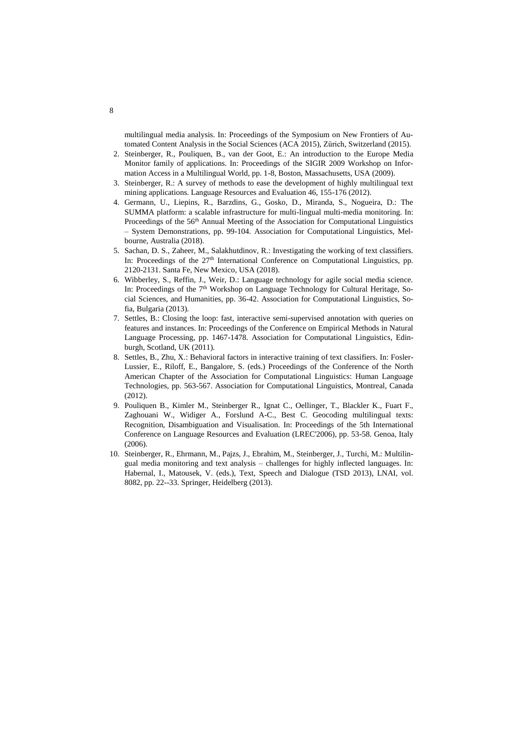multilingual media analysis. In: Proceedings of the Symposium on New Frontiers of Automated Content Analysis in the Social Sciences (ACA 2015), Zürich, Switzerland (2015).

2. Steinberger, R., Pouliquen, B., van der Goot, E.: An introduction to the Europe Media Monitor family of applications. In: Proceedings of the SIGIR 2009 Workshop on Information Access in a Multilingual World, pp. 1-8, Boston, Massachusetts, USA (2009).
3. Steinberger, R.: A survey of methods to ease the development of highly multilingual text mining applications. Language Resources and Evaluation 46, 155-176 (2012).
4. Germann, U., Liepins, R., Barzdins, G., Gosko, D., Miranda, S., Nogueira, D.: The SUMMA platform: a scalable infrastructure for multi-lingual multi-media monitoring. In: Proceedings of the 56th Annual Meeting of the Association for Computational Linguistics – System Demonstrations, pp. 99-104. Association for Computational Linguistics, Melbourne, Australia (2018).
5. Sachan, D. S., Zaheer, M., Salakhutdinov, R.: Investigating the working of text classifiers. In: Proceedings of the 27th International Conference on Computational Linguistics, pp. 2120-2131. Santa Fe, New Mexico, USA (2018).
6. Wibberley, S., Reffin, J., Weir, D.: Language technology for agile social media science. In: Proceedings of the 7th Workshop on Language Technology for Cultural Heritage, Social Sciences, and Humanities, pp. 36-42. Association for Computational Linguistics, Sofia, Bulgaria (2013).
7. Settles, B.: Closing the loop: fast, interactive semi-supervised annotation with queries on features and instances. In: Proceedings of the Conference on Empirical Methods in Natural Language Processing, pp. 1467-1478. Association for Computational Linguistics, Edinburgh, Scotland, UK (2011).
8. Settles, B., Zhu, X.: Behavioral factors in interactive training of text classifiers. In: Fosler-Lussier, E., Riloff, E., Bangalore, S. (eds.) Proceedings of the Conference of the North American Chapter of the Association for Computational Linguistics: Human Language Technologies, pp. 563-567. Association for Computational Linguistics, Montreal, Canada (2012).
9. Pouliquen B., Kimler M., Steinberger R., Ignat C., Oellinger, T., Blackler K., Fuart F., Zaghouani W., Widiger A., Forslund A-C., Best C. Geocoding multilingual texts: Recognition, Disambiguation and Visualisation. In: Proceedings of the 5th International Conference on Language Resources and Evaluation (LREC'2006), pp. 53-58. Genoa, Italy (2006).
10. Steinberger, R., Ehrmann, M., Pajzs, J., Ebrahim, M., Steinberger, J., Turchi, M.: Multilingual media monitoring and text analysis – challenges for highly inflected languages. In: Habernal, I., Matousek, V. (eds.), Text, Speech and Dialogue (TSD 2013), LNAI, vol. 8082, pp. 22--33. Springer, Heidelberg (2013).